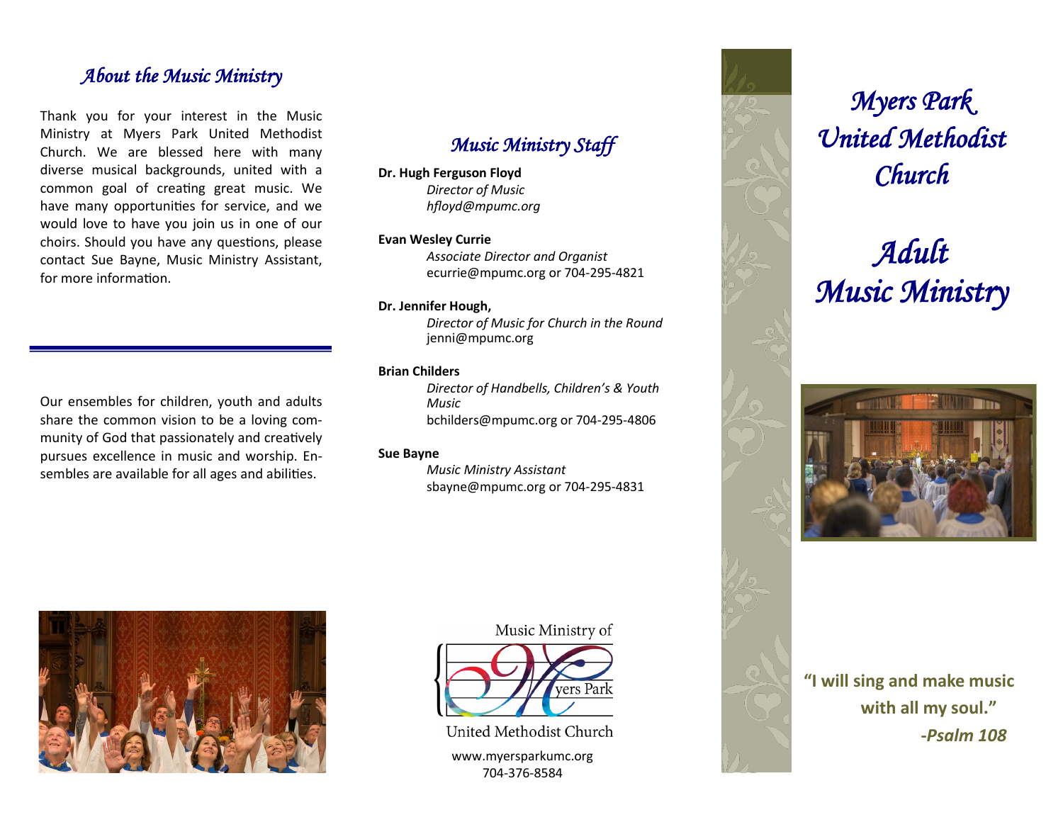## About the Music Ministry

Thank you for your interest in the Music Ministry at Myers Park United Methodist Church. We are blessed here with many diverse musical backgrounds, united with a common goal of creating great music. We have many opportunities for service, and we would love to have you join us in one of our choirs. Should you have any questions, please contact Sue Bayne, Music Ministry Assistant, for more information.

---

Our ensembles for children, youth and adults share the common vision to be a loving community of God that passionately and creatively pursues excellence in music and worship. Ensembles are available for all ages and abilities.

## Music Ministry Staff

**Dr. Hugh Ferguson Floyd**
*Director of Music*
*hfloyd@mpumc.org*

**Evan Wesley Currie**
*Associate Director and Organist*
ecurrie@mpumc.org or 704-295-4821

**Dr. Jennifer Hough,**
*Director of Music for Church in the Round*
jenni@mpumc.org

**Brian Childers**
*Director of Handbells, Children's & Youth Music*
bchilders@mpumc.org or 704-295-4806

**Sue Bayne**
*Music Ministry Assistant*
sbayne@mpumc.org or 704-295-4831

Music Ministry of Myers Park United Methodist Church

www.myersparkumc.org
704-376-8584

# *Myers Park United Methodist Church*

# *Adult Music Ministry*

**"I will sing and make music with all my soul."**
***-Psalm 108***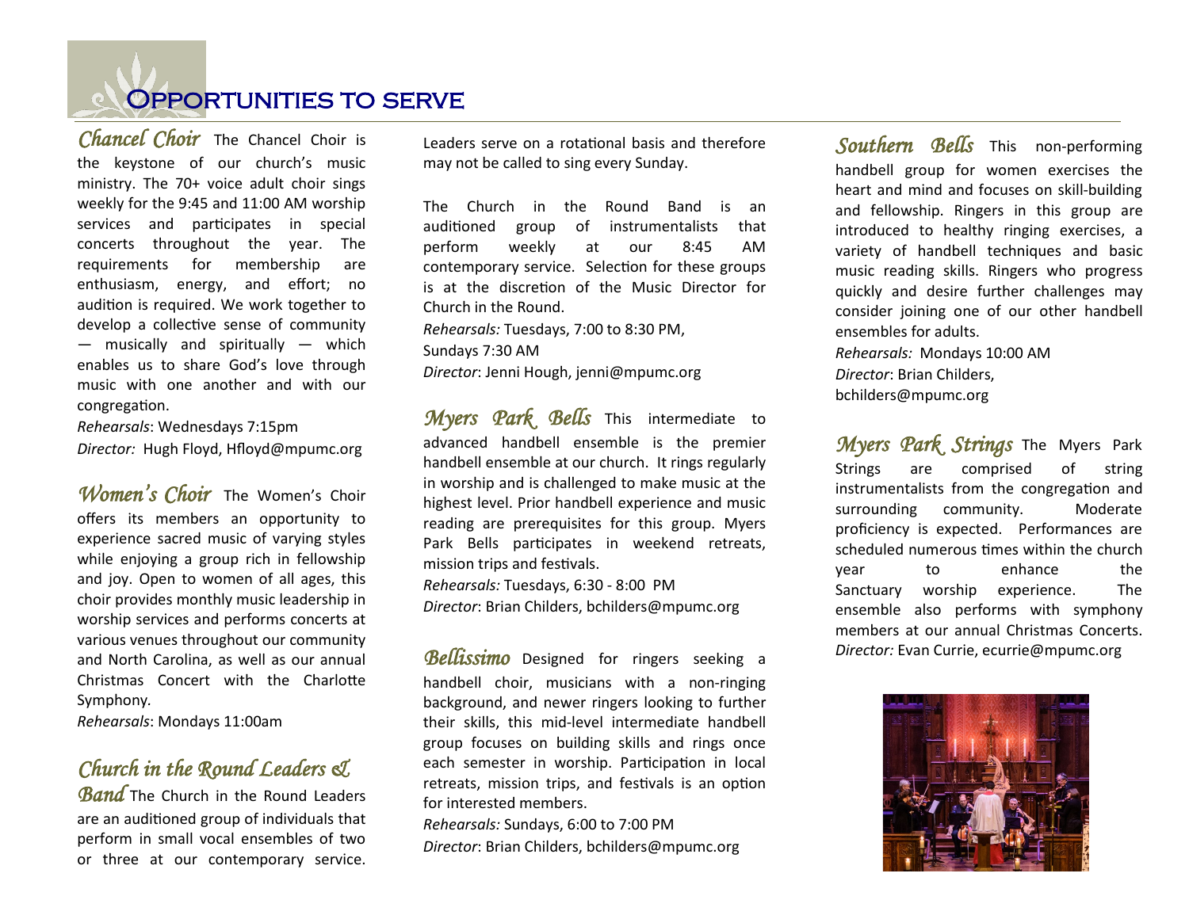# Opportunities to serve

***Chancel Choir*** The Chancel Choir is the keystone of our church's music ministry. The 70+ voice adult choir sings weekly for the 9:45 and 11:00 AM worship services and participates in special concerts throughout the year. The requirements for membership are enthusiasm, energy, and effort; no audition is required. We work together to develop a collective sense of community — musically and spiritually — which enables us to share God's love through music with one another and with our congregation.

*Rehearsals*: Wednesdays 7:15pm
*Director:* Hugh Floyd, Hfloyd@mpumc.org

***Women's Choir*** The Women's Choir offers its members an opportunity to experience sacred music of varying styles while enjoying a group rich in fellowship and joy. Open to women of all ages, this choir provides monthly music leadership in worship services and performs concerts at various venues throughout our community and North Carolina, as well as our annual Christmas Concert with the Charlotte Symphony.

*Rehearsals*: Mondays 11:00am

***Church in the Round Leaders & Band*** The Church in the Round Leaders are an auditioned group of individuals that perform in small vocal ensembles of two or three at our contemporary service. Leaders serve on a rotational basis and therefore may not be called to sing every Sunday.

The Church in the Round Band is an auditioned group of instrumentalists that perform weekly at our 8:45 AM contemporary service. Selection for these groups is at the discretion of the Music Director for Church in the Round.

*Rehearsals:* Tuesdays, 7:00 to 8:30 PM,
Sundays 7:30 AM
*Director*: Jenni Hough, jenni@mpumc.org

***Myers Park Bells*** This intermediate to advanced handbell ensemble is the premier handbell ensemble at our church. It rings regularly in worship and is challenged to make music at the highest level. Prior handbell experience and music reading are prerequisites for this group. Myers Park Bells participates in weekend retreats, mission trips and festivals.

*Rehearsals:* Tuesdays, 6:30 - 8:00 PM
*Director*: Brian Childers, bchilders@mpumc.org

***Bellissimo*** Designed for ringers seeking a handbell choir, musicians with a non-ringing background, and newer ringers looking to further their skills, this mid-level intermediate handbell group focuses on building skills and rings once each semester in worship. Participation in local retreats, mission trips, and festivals is an option for interested members.

*Rehearsals:* Sundays, 6:00 to 7:00 PM
*Director*: Brian Childers, bchilders@mpumc.org

***Southern Bells*** This non-performing handbell group for women exercises the heart and mind and focuses on skill-building and fellowship. Ringers in this group are introduced to healthy ringing exercises, a variety of handbell techniques and basic music reading skills. Ringers who progress quickly and desire further challenges may consider joining one of our other handbell ensembles for adults.

*Rehearsals:* Mondays 10:00 AM
*Director*: Brian Childers, bchilders@mpumc.org

***Myers Park Strings*** The Myers Park Strings are comprised of string instrumentalists from the congregation and surrounding community. Moderate proficiency is expected. Performances are scheduled numerous times within the church year to enhance the Sanctuary worship experience. The ensemble also performs with symphony members at our annual Christmas Concerts.
*Director:* Evan Currie, ecurrie@mpumc.org